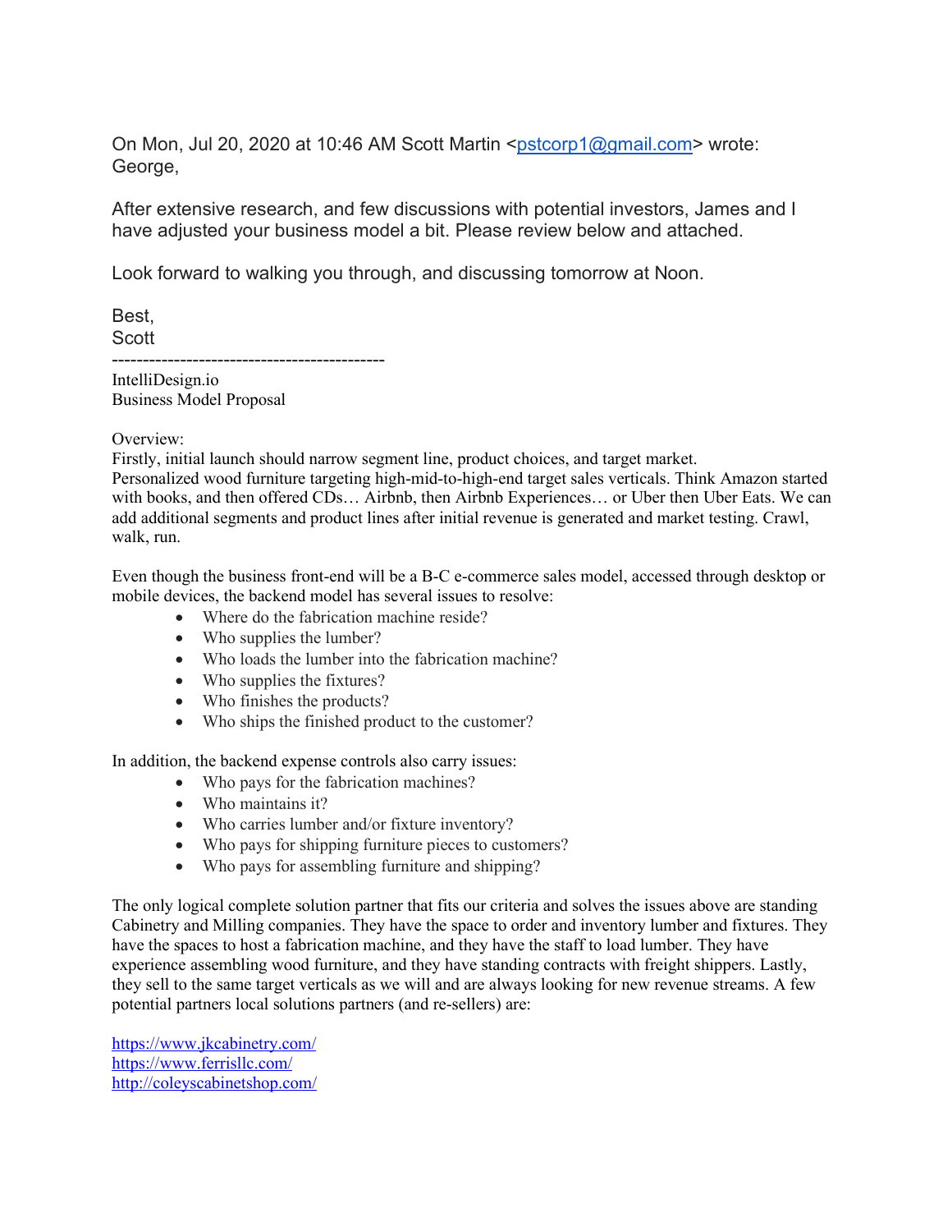On Mon, Jul 20, 2020 at 10:46 AM Scott Martin <pstcorp1@gmail.com> wrote:
George,

After extensive research, and few discussions with potential investors, James and I have adjusted your business model a bit. Please review below and attached.

Look forward to walking you through, and discussing tomorrow at Noon.

Best,
Scott

--------------------------------------------

IntelliDesign.io
Business Model Proposal

Overview:
Firstly, initial launch should narrow segment line, product choices, and target market. Personalized wood furniture targeting high-mid-to-high-end target sales verticals. Think Amazon started with books, and then offered CDs… Airbnb, then Airbnb Experiences… or Uber then Uber Eats. We can add additional segments and product lines after initial revenue is generated and market testing. Crawl, walk, run.

Even though the business front-end will be a B-C e-commerce sales model, accessed through desktop or mobile devices, the backend model has several issues to resolve:

- Where do the fabrication machine reside?
- Who supplies the lumber?
- Who loads the lumber into the fabrication machine?
- Who supplies the fixtures?
- Who finishes the products?
- Who ships the finished product to the customer?

In addition, the backend expense controls also carry issues:

- Who pays for the fabrication machines?
- Who maintains it?
- Who carries lumber and/or fixture inventory?
- Who pays for shipping furniture pieces to customers?
- Who pays for assembling furniture and shipping?

The only logical complete solution partner that fits our criteria and solves the issues above are standing Cabinetry and Milling companies. They have the space to order and inventory lumber and fixtures. They have the spaces to host a fabrication machine, and they have the staff to load lumber. They have experience assembling wood furniture, and they have standing contracts with freight shippers. Lastly, they sell to the same target verticals as we will and are always looking for new revenue streams. A few potential partners local solutions partners (and re-sellers) are:

https://www.jkcabinetry.com/
https://www.ferrisllc.com/
http://coleyscabinetshop.com/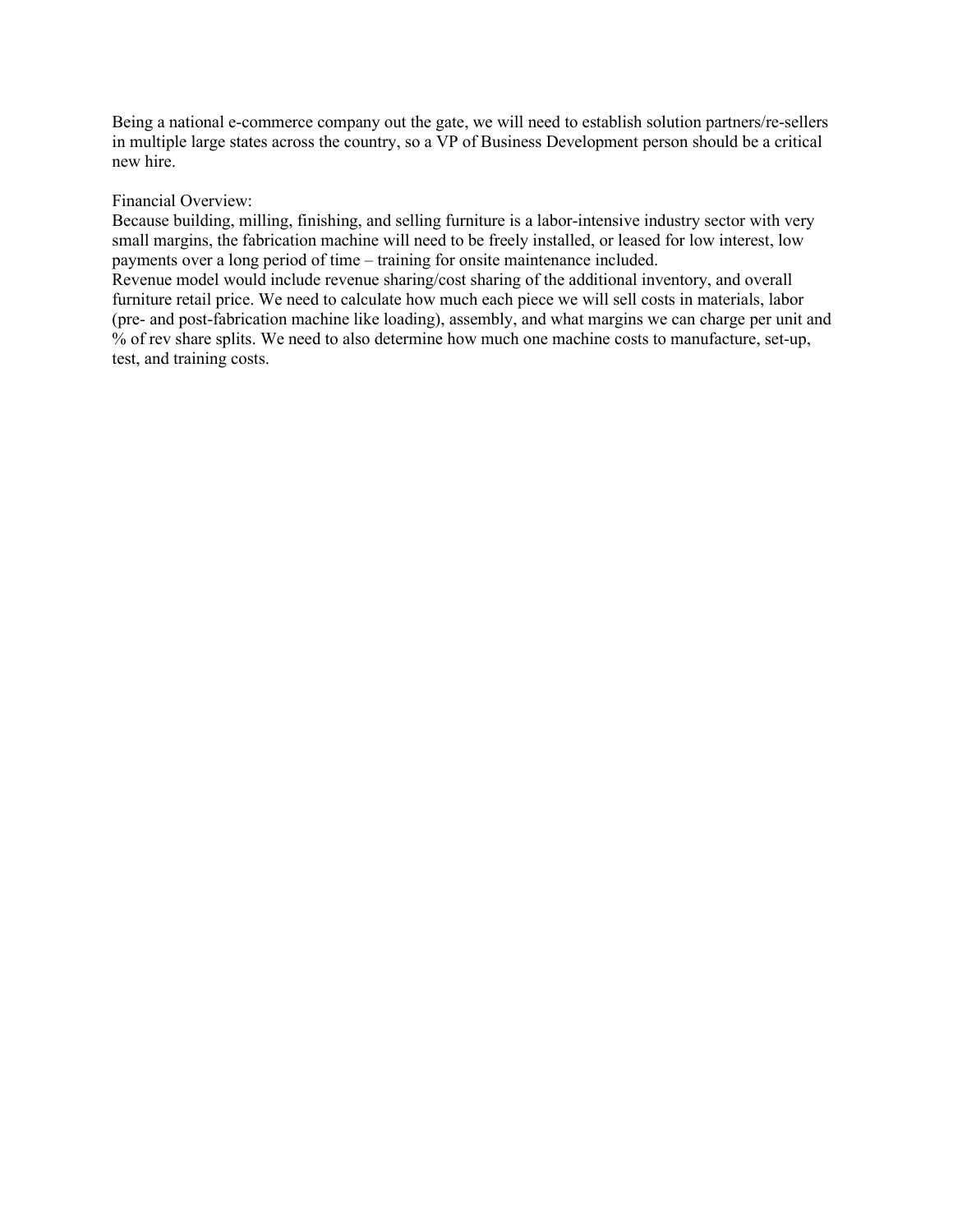Being a national e-commerce company out the gate, we will need to establish solution partners/re-sellers in multiple large states across the country, so a VP of Business Development person should be a critical new hire.

Financial Overview:
Because building, milling, finishing, and selling furniture is a labor-intensive industry sector with very small margins, the fabrication machine will need to be freely installed, or leased for low interest, low payments over a long period of time – training for onsite maintenance included.
Revenue model would include revenue sharing/cost sharing of the additional inventory, and overall furniture retail price. We need to calculate how much each piece we will sell costs in materials, labor (pre- and post-fabrication machine like loading), assembly, and what margins we can charge per unit and % of rev share splits. We need to also determine how much one machine costs to manufacture, set-up, test, and training costs.